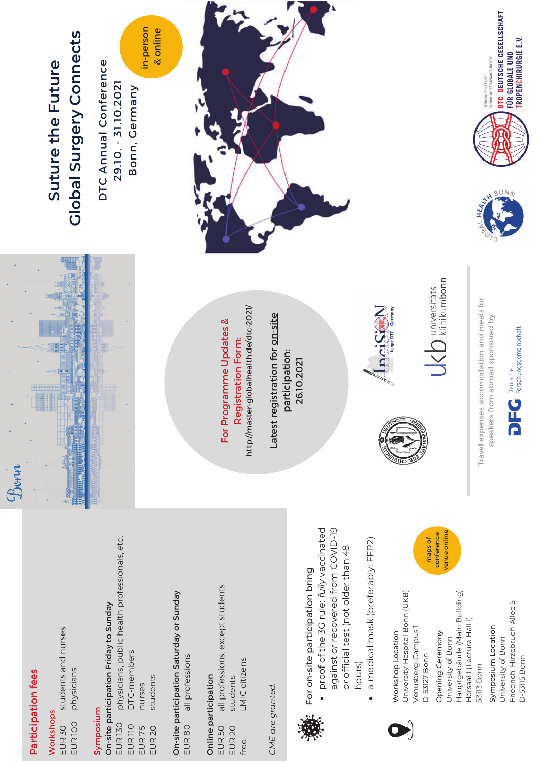# Suture the Future
# Global Surgery Connects

DTC Annual Conference
29.10. - 31.10.2021
Bonn, Germany

in-person & online

DTC DEUTSCHE GESELLSCHAFT FÜR GLOBALE UND TROPENCHIRURGIE E.V.
GERMAN SOCIETY FOR GLOBAL AND TROPICAL SURGERY

GLOBAL HEALTH BONN

Bonn

**For Programme Updates & Registration Form:**
http://master-globalhealth.de/dtc-2021/

Latest registration for on-site participation:
26.10.2021

Deutsche Gesellschaft für Chirurgie

IncisioN Junge DTC – Germany

ukb universitäts klinikumbonn

Travel expenses, accomodation and meals for speakers from abroad sponsored by

DFG Deutsche Forschungsgemeinschaft

## Participation fees

**Workshops**

EUR 30 students and nurses
EUR 100 physicians

**Symposium**

**On-site participation Friday to Sunday**

EUR 130 physicians, public health professionals, etc.
EUR 110 DTC-members
EUR 75 nurses
EUR 20 students

**On-site participation Saturday or Sunday**

EUR 80 all professions

**Online participation**

EUR 50 all professions, except students
EUR 20 students
free LMIC citizens

*CME are granted.*

For on-site participation bring

- proof of the 3G rule: *fully* vaccinated against *or* recovered from COVID-19 *or* official test (not older than 48 hours)
- a medical mask (preferably: FFP2)

maps of conference venue online

Workshop Location
University Hospital Bonn (UKB)
Venusberg-Campus 1
D-53127 Bonn

Opening Ceremony
University of Bonn
Hauptgebäude (Main Building)
Hörsaal I (Lecture Hall I)
53113 Bonn

Symposium Location
University of Bonn
Friedrich-Hirzebruch-Allee 5
D-53115 Bonn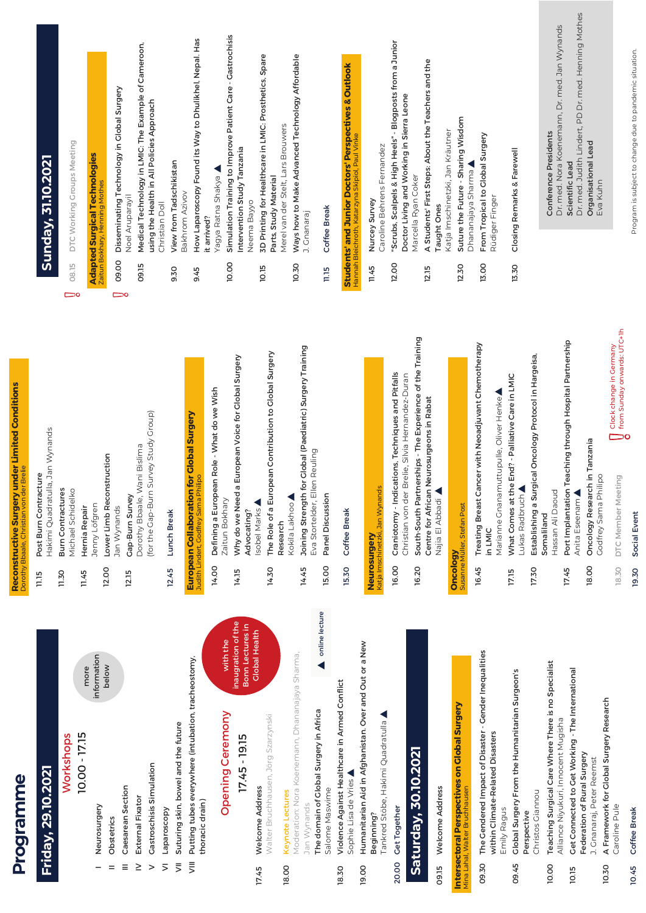# Programme

## Friday, 29.10.2021

### Workshops

10.00 - 17.15

- I Neurosurgery
- II Obstetrics
- III Caesarean Section
- IV External Fixator
- V Gastroschisis Simulation
- VI Laparoscopy
- VII Suturing skin, bowel and the future
- VIII Putting tubes everywhere (intubation, tracheostomy, thoracic drain)

more information below

### Opening Ceremony

17.45 - 19.15

with the inauguration of the Bonn Lectures in Global Health

▲ online lecture

**17.45** **Welcome Address**
Walter Bruchhausen, Jorg Szarzynski

**18.00** **Keynote Lectures**
Moderation: Nora Koenemann, Dhananajaya Sharma, Jan Wynands

**The domain of Global Surgery in Africa**
Salome Maswime

**18.30** **Violence Against Healthcare in Armed Conflict**
Sophie Lisa de Vries ▲

**19.00** **Humanitarian Aid in Afghanistan. Over and Out or a New Beginning?**
Tankred Stöbe, Hakimi Quadratulla ▲

**20.00** **Get Together**

## Saturday, 30.10.2021

**09.15** **Welcome Address**

### Intersectoral Perspectives on Global Surgery
Mina Lahal, Walter Bruchhausen

**09.30** **The Gendered Impact of Disaster - Gender Inequalities within Climate-Related Disasters**
Emily Ragus

**09.45** **Global Surgery From the Humanitarian Surgeon's Perspective**
Christos Giannou

**10.00** **Teaching Surgical Care Where There is no Specialist**
Alliance Niyukuri, Innocent Mugisha

**10.15** **Get Connected to Get Working - The International Federation of Rural Surgery**
J. Gnanaraj, Peter Reemst

**10.30** **A Framework for Global Surgery Research**
Caroline Pule

**10.45** **Coffee Break**

### Reconstructive Surgery under Limited Conditions
Dorothy Bbaale, Christian von der Brelie

**11.15** **Post Burn Contracture**
Hakimi Quadratulla, Jan Wynands

**11.30** **Burn Contractures**
Michael Schidelko

**11.45** **Hernia Repair**
Jenny Löfgren

**12.00** **Lower Limb Reconstruction**
Jan Wynands

**12.15** **Gap-Burn Survey**
Dorothy Bbaale, Wani Bisiima (for the Gap-Burn Survey Study Group)

**12.45** **Lunch Break**

### European Collaboration for Global Surgery
Judith Lindert, Godfrey Sama Philipo

**14.00** **Defining a European Role - What do we Wish**
Zaitun Bokhary

**14.15** **Why do we Need a European Voice for Global Surgery Advocating?**
Isobel Marks ▲

**14.30** **The Role of a European Contribution to Global Surgery Research**
Kokila Lakhoo ▲

**14.45** **Joining Strength for Global (Paediatric) Surgery Training**
Eva Stortelder, Ellen Reuling

**15.00** **Panel Discussion**

**15.30** **Coffee Break**

### Neurosurgery
Katja Imschinetzki, Jan Wynands

**16.00** **Craniotomy - Indications, Techniques and Pitfalls**
Christian von der Brelie, Silvia Hernandez-Duran

**16.20** **South-South Partnerships - The Experience of the Training Centre for African Neurosurgeons in Rabat**
Najia El Abbadi ▲

### Oncology
Susanne Müller, Stefan Post

**16.45** **Treating Breast Cancer with Neoadjuvant Chemotherapy in LMIC**
Marianne Gnanamuttupulle, Oliver Henke ▲

**17.15** **What Comes at the End? - Palliative Care in LMIC**
Lukas Radbruch ▲

**17.30** **Establishing a Surgical Oncology Protocol in Hargeisa, Somaliland**
Hassan Ali Daoud

**17.45** **Port Implantation Teaching through Hospital Partnership**
Anita Eseenam ▲

**18.00** **Oncology Research in Tanzania**
Godfrey Sama Philipo

18.30 DTC Member Meeting

**19.30** **Social Event**

Clock change in Germany from Sunday onwards: UTC+1h

## Sunday, 31.10.2021

08.15 DTC Working Groups Meeting

### Adapted Surgical Technologies
Zaitun Bokhary, Henning Mothes

**09.00** **Disseminating Technology in Global Surgery**
Noel Aruparayil

**09.15** **Medical Technology in LMIC: The Example of Cameroon, using the Health in All Policies Approach**
Christian Doll

**09.30** **View from Tadschikistan**
Bakhrom Azizov

**09.45** **How Laparoscopy Found its Way to Dhulikhel, Nepal. Has it arrived?**
Yagya Ratna Shakya ▲

**10.00** **Simulation Training to Improve Patient Care - Gastroschisis Intervention Study Tanzania**
Neema Bayyo

**10.15** **3D Printing for Healthcare in LMIC: Prosthetics, Spare Parts, Study Material**
Merel van der Stelt, Lars Brouwers

**10.30** **Ways how to Make Advanced Technology Affordable**
J. Gnanaraj

**11.15** **Coffee Break**

### Students' and Junior Doctors' Perspectives & Outlook
Hannah Bleichroth, Katarzyna Skipiol, Paul Vinke

**11.45** **Nurcey Survey**
Caroline Behrens Fernandez

**12.00** **"Scrubs, Scalpels & High Heels" - Blogposts from a Junior Doctor Living and Working in Sierra Leone**
Marcella Ryan Coker

**12.15** **A Students' First Steps: About the Teachers and the Taught Ones**
Katja Imschinetzki, Jan Kräutner

**12.30** **Suture the Future - Sharing Wisdom**
Dhananajaya Sharma ▲

**13.00** **From Tropical to Global Surgery**
Rüdiger Finger

**13.30** **Closing Remarks & Farewell**

**Conference Presidents**
Dr. med. Nora Koenemann, Dr. med. Jan Wynands

**Scientific Lead**
Dr. med. Judith Lindert, PD Dr. med. Henning Mothes

**Organisational Lead**
Eva Kuhn

Program is subject to change due to pandemic situation.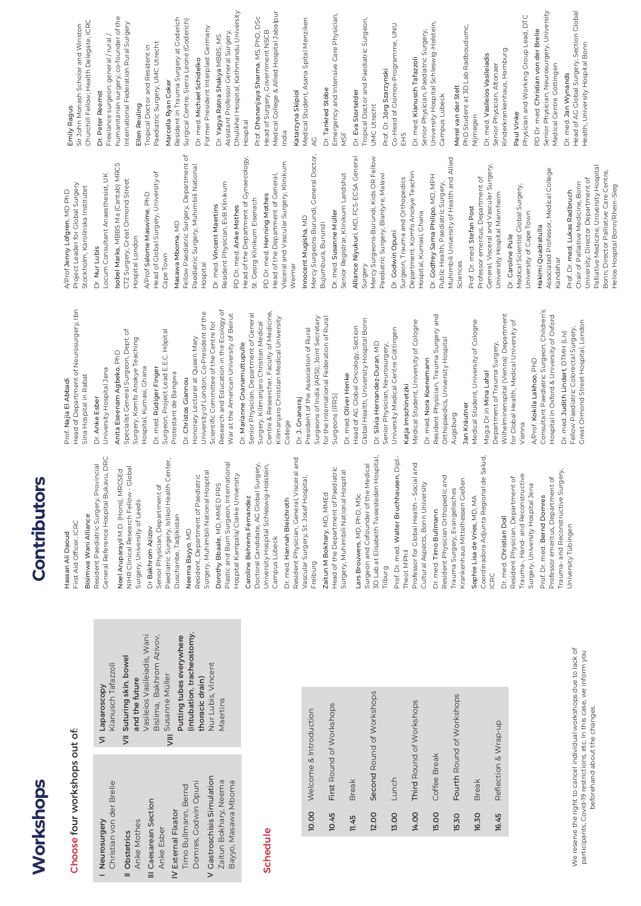# Workshops

**Choose four workshops out of:**

**I Neurosurgery**
Christian von der Breile

**II Obstetrics**
Anke Mothes

**III Caesarean Section**
Anke Esber

**IV External Fixator**
Timo Bullmann, Bernd Domres, Godwin Opuni

**V Gastroschisis Simulation**
Zaitun Bokhary, Neema Bayyo, Masawa Mboma

**VI Laparoscopy**
Kianusch Tafazzoli

**VII Suturing skin, bowel and the future**
Vasileios Vasileiadis, Wani Bisiima, Bakhrom Azivov, Susanne Müller

**VIII Putting tubes everywhere (intubation, tracheostomy, thoracic drain)**
Nur Lubis, Vincent Maertins

## Schedule

| | |
|---|---|
| 10.00 | Welcome & Introduction |
| 10.45 | First Round of Workshops |
| 11.45 | Break |
| 12.00 | Second Round of Workshops |
| 13.00 | Lunch |
| 14.00 | Third Round of Workshops |
| 15.00 | Coffee Break |
| 15.30 | Fourth Round of Workshops |
| 16.30 | Break |
| 16.45 | Reflection & Wrap-up |

We reserve the right to cancel individual workshops due to lack of participants, Covid-19 restrictions, etc. In this case, we inform you beforehand about the changes.

# Contributors

**Hassan Ali Daoud**
First Aid Officer, ICRC

**Bisimwa Wani Alliance**
Resident Paediatric Surgery, Provincial General Reference Hospital Bukavu, DRC

**Noel Aruparayil** M.D. (Hons), MRCSEd
NIHR Clinical Research Fellow - Global Surgery, University of Leeds

Dr **Bakhrom Azizov**
Senior Physician, Department of Paediatric Surgery, Istiklol Health Center, Dushanbe, Tadjikistan

**Neema Bayyo**, MD
Resident, Department of Paediatric Surgery, Muhimbili National Hospital

**Dorothy Bbaale**, MD, MMED PRS
Plastic and Burn Surgeon, International Hospital Kampala/ Clarke University

**Caroline Behrens Fernandez**
Doctoral Candidate, AG Global Surgery, University Hospital Schleswig-Holstein, Campus Lübeck

Dr. med. **Hannah Bleichroth**
Resident Physician, General, Visceral and Vascular Surgery, St. Josef Hospital, Freiburg

**Zaitun M Bokhary**, MD, MMEd
Head of the Department of Paediatric Surgery, Muhimbili National Hospital

**Lars Brouwers**, MD, PhD, MSc
Surgeon and Cofounder of the Medical 3D Lab at Elisabeth Tweesteden Hospital, Tilburg

Prof. Dr. med. **Walter Bruchhausen**, Dipl.-Theol. MPhil
Professor for Global Health – Social and Cultural Aspects, Bonn University

Dr. med. **Timo Bullmann**
Resident Physician Orthopedic and Trauma Surgery, Evangelisches Krankenhaus Mittelhessen Gießen

**Sophie Lisa de Vries**, MD, MA
Coordinadora Adjunta Regional de Salud, ICRC

Dr. med. **Christian Doll**
Resident Physician, Department of Trauma-, Hand- and Reconstructive Surgery, University Hospital Jena

Prof. Dr. med. **Bernd Domres**
Professor emeritus, Department of Trauma- and Reconstructive Surgery, University Tübingen

Prof. **Naija El Abbadi**
Head of Department of Neurosurgery, Ibn Sina Hospital In Rabat

Dr. **Anke Esber**
University Hospital Jena

**Anita Esenam Agbeko**, PhD
Specialist General Surgeon, Dept. of Surgery, Komfo Anokye Teaching Hospital, Kumasi, Ghana

Dr. med. **Rüdiger Finger**
Surgeon, Project Lead E.E.C. Hôpital Protestant de Bangwa

Dr. **Christos Giannou**
Honorary Lecturer at Queen Mary University of London; Co-President of the Scientific Committee of the Centre for Research and Education in the Ecology of War at the American University of Beirut

Dr. **Marianne Gnanamuttupulle**
Senior Physician, Department of General Surgery, Kilimanjaro Christian Medical Centre & Researcher, Faculty of Medicine, Kilimanjaro Christian Medical University College

Dr. **J. Gnanaraj**
President of the Association of Rural Surgeons of India (ARSI); Joint Secretary for the International Federation of Rural Surgeons (IFRS)

Dr. med. **Oliver Henke**
Head of AG Global Oncology, Section Global Health, University Hospital Bonn

Dr. **Silvia Hernandez-Duran**, MD
Senior Physician, Neurosurgery, University Medical Centre Göttingen

**Katja Imschinetzki**
Medical Student, University of Cologne

Dr. med. **Nora Konemann**
Resident Physician, Trauma Surgery and Orthopaedics, University Hospital Augsburg

**Jan Krautner**
Medical Student, University of Cologne

Mag.a Dr.in **Mina Lahal**
Department of Trauma Surgery, Wilhelminenspital (Vienna); Department for Global Health, Medical University of Vienna

A/Prof. **Kokila Lakhoo**, PhD
Consultant Paediatric Surgeon, Children's Hospital in Oxford & University of Oxford

Dr. med. **Judith Lindert**, DTMH (Liv)
Fellow Paediatric Colorectal Surgery, Great Ormond Street Hospital, London

A/Prof **Jenny Löfgren**, MD PhD
Project Leader for Global Surgery Stockholm, Karolinska Institutet

Dr. **Nur Lubis**
Locum Consultant Anaesthesist, UK

**Isobel Marks**, MBBS Ma (Cantab) MRCS
CT2 Surgery, Great Ormond Street Hospital London

A/Prof **Salome Maswime**, PhD
Head of Global Surgery, University of Cape Town

**Masawa Mboma**, MD
Fellow Paediatric Surgery, Department of Paediatric Surgery, Muhimbili National Hospital

Dr. med. **Vincent Maertins**
Resident Physician, EvB Klinikum

PD Dr. med. **Anke Mothes**
Head of the Department of Gynaecology, St. Georg Klinikum Eisenach

PD Dr. med. **Henning Mothes**
Head of the Department of General, Visceral and Vascular Surgery, Klinikum Weimar

**Innocent Mugisha**, MD
Mercy Surgeons-Burundi, General Doctor, Bujumbura, Burundi

Dr. med. **Susanne Müller**
Senior Registrar, Klinikum Landshut

**Alliance Niyukuri**, MD, FCS-ECSA General Surgery
Mercy Surgeons-Burundi, Kids OR Fellow Paediatric Surgery, Blantyre, Malawi

Dr. **Godwin Opuni**
Surgeon, Trauma and Orthopedics Department, Komfo Anokye Teachin Hospital, Kumasi, Ghana

Dr. **Godfrey Sama Philipo**, MD, MPH
Public Health, Paediatric Surgery, Muhimbili University of Health and Allied Sciences

Prof. Dr. med. **Stefan Post**
Professor emeritus, Department of General, Visceral and Vascular Surgery, University Hospital Mannheim

Dr. **Caroline Pule**
Medical Scientist Global Surgery, University of Cape Town

**Hakimi Quatrulla**
Associated Professor, Medical College Kandahar

Prof. Dr. med. **Lukas Radbruch**
Chair of Palliative Medicine, Bonn University; Director Department of Palliative Medicine, University Hospital Bonn; Director Palliative Care Centre, Helios Hospital Bonn/Rhein-Sieg

**Emily Ragus**
Sir John Monash Scholar and Winston Churchill Fellow; Health Delegate, ICRC

Dr. **Peter Reemst**
Freelance surgeon: general / rural / humanitarian surgery; co-founder of the International Federation Rural Surgery

**Ellen Reuling**
Tropical Doctor and Resident in Paediatric Surgery, UMC Utrecht

**Marcella Ryan Coker**
Resident in Trauma Surgery at Goderich Surgical Centre, Sierra Leone (Goderich)

Dr. med. **Michael Schildelko**
Former President Interplast Germany

Dr. **Yagya Ratna Shakya** MBBS, MS
Assistant Professor General Surgery, Dhulikhel Hospital, Kathmandu University Hospital

Prof. **Dhananjaya Sharma**, MS, PhD, DSc
Head of Surgery, Government NSCB Medical College & Allied Hospital Jabalpur India

**Katarzyna Skipiol**
Medical Student, Asana Spital Menziken AG

Dr. **Tankred Stöbe**
Emergency and Intensive Care Physician, MSF

Dr. **Eva Stortelder**
Tropical Doctor and Paediatric Surgeon, UMC Utrecht

Prof. Dr. **Jörg Szarzynski**
Co-Head of Glomos-Programme, UNU EHS

Dr. med. **Kianusch Tafazzoli**
Senior Physician, Paediatric Surgery, University Hospital Schleswig-Holstein, Campus Lübeck

**Merel van der Stelt**
PhD Student at 3D Lab Radboudumc, Nijmegen

Dr. med. **Vasileios Vasileiadis**
Senior Physician, Altonaer Kinderkrankenhaus, Hamburg

**Paul Vinke**
Physician and Working Group Lead, DTC

PD Dr. med. **Christian von der Brelie**
Senior Physician, Neurosurgery, University Medical Centre Göttingen

Dr. med. **Jan Wynands**
Head of AG Global Surgery, Section Global Health, University Hospital Bonn